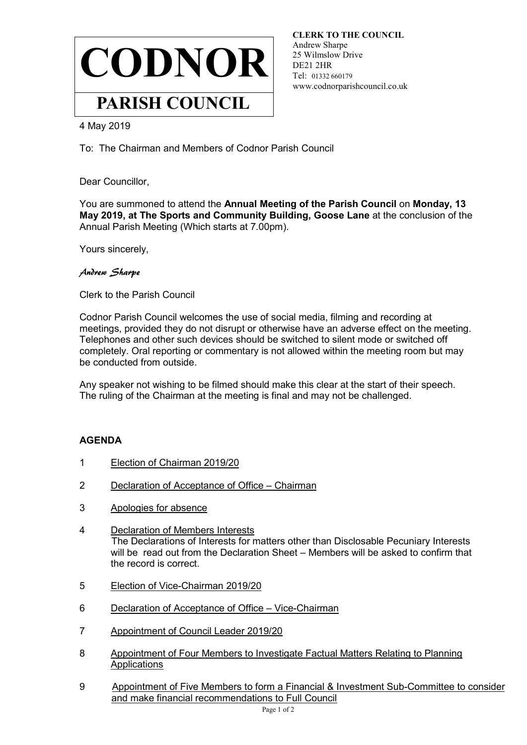# CODNOR

## PARISH COUNCIL

**CLERK TO THE COUNCIL**
Andrew Sharpe
25 Wilmslow Drive
DE21 2HR
Tel: 01332 660179
www.codnorparishcouncil.co.uk

4 May 2019

To: The Chairman and Members of Codnor Parish Council

Dear Councillor,

You are summoned to attend the **Annual Meeting of the Parish Council** on **Monday, 13 May 2019, at The Sports and Community Building, Goose Lane** at the conclusion of the Annual Parish Meeting (Which starts at 7.00pm).

Yours sincerely,

*Andrew Sharpe*

Clerk to the Parish Council

Codnor Parish Council welcomes the use of social media, filming and recording at meetings, provided they do not disrupt or otherwise have an adverse effect on the meeting. Telephones and other such devices should be switched to silent mode or switched off completely. Oral reporting or commentary is not allowed within the meeting room but may be conducted from outside.

Any speaker not wishing to be filmed should make this clear at the start of their speech. The ruling of the Chairman at the meeting is final and may not be challenged.

### AGENDA

1. Election of Chairman 2019/20
2. Declaration of Acceptance of Office – Chairman
3. Apologies for absence
4. Declaration of Members Interests
   The Declarations of Interests for matters other than Disclosable Pecuniary Interests will be read out from the Declaration Sheet – Members will be asked to confirm that the record is correct.
5. Election of Vice-Chairman 2019/20
6. Declaration of Acceptance of Office – Vice-Chairman
7. Appointment of Council Leader 2019/20
8. Appointment of Four Members to Investigate Factual Matters Relating to Planning Applications
9. Appointment of Five Members to form a Financial & Investment Sub-Committee to consider and make financial recommendations to Full Council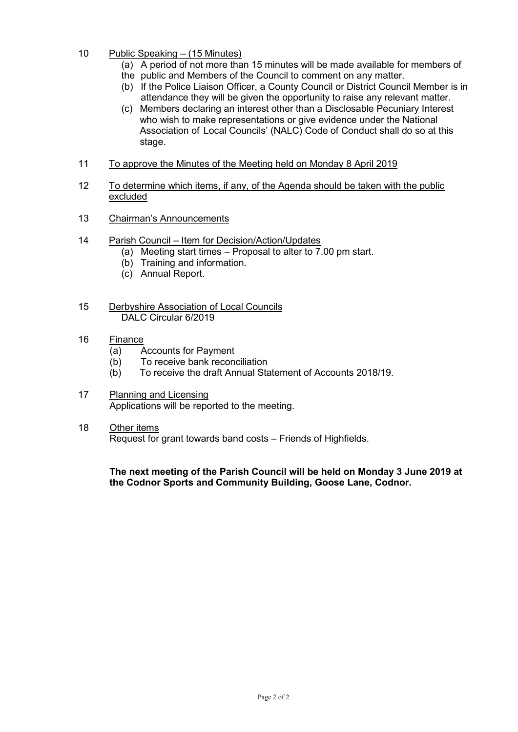10 Public Speaking – (15 Minutes)

(a) A period of not more than 15 minutes will be made available for members of the public and Members of the Council to comment on any matter.

(b) If the Police Liaison Officer, a County Council or District Council Member is in attendance they will be given the opportunity to raise any relevant matter.

(c) Members declaring an interest other than a Disclosable Pecuniary Interest who wish to make representations or give evidence under the National Association of Local Councils' (NALC) Code of Conduct shall do so at this stage.

11 To approve the Minutes of the Meeting held on Monday 8 April 2019

12 To determine which items, if any, of the Agenda should be taken with the public excluded

13 Chairman's Announcements

14 Parish Council – Item for Decision/Action/Updates

(a) Meeting start times – Proposal to alter to 7.00 pm start.

(b) Training and information.

(c) Annual Report.

15 Derbyshire Association of Local Councils

DALC Circular 6/2019

16 Finance

(a) Accounts for Payment

(b) To receive bank reconciliation

(b) To receive the draft Annual Statement of Accounts 2018/19.

17 Planning and Licensing

Applications will be reported to the meeting.

18 Other items

Request for grant towards band costs – Friends of Highfields.

**The next meeting of the Parish Council will be held on Monday 3 June 2019 at the Codnor Sports and Community Building, Goose Lane, Codnor.**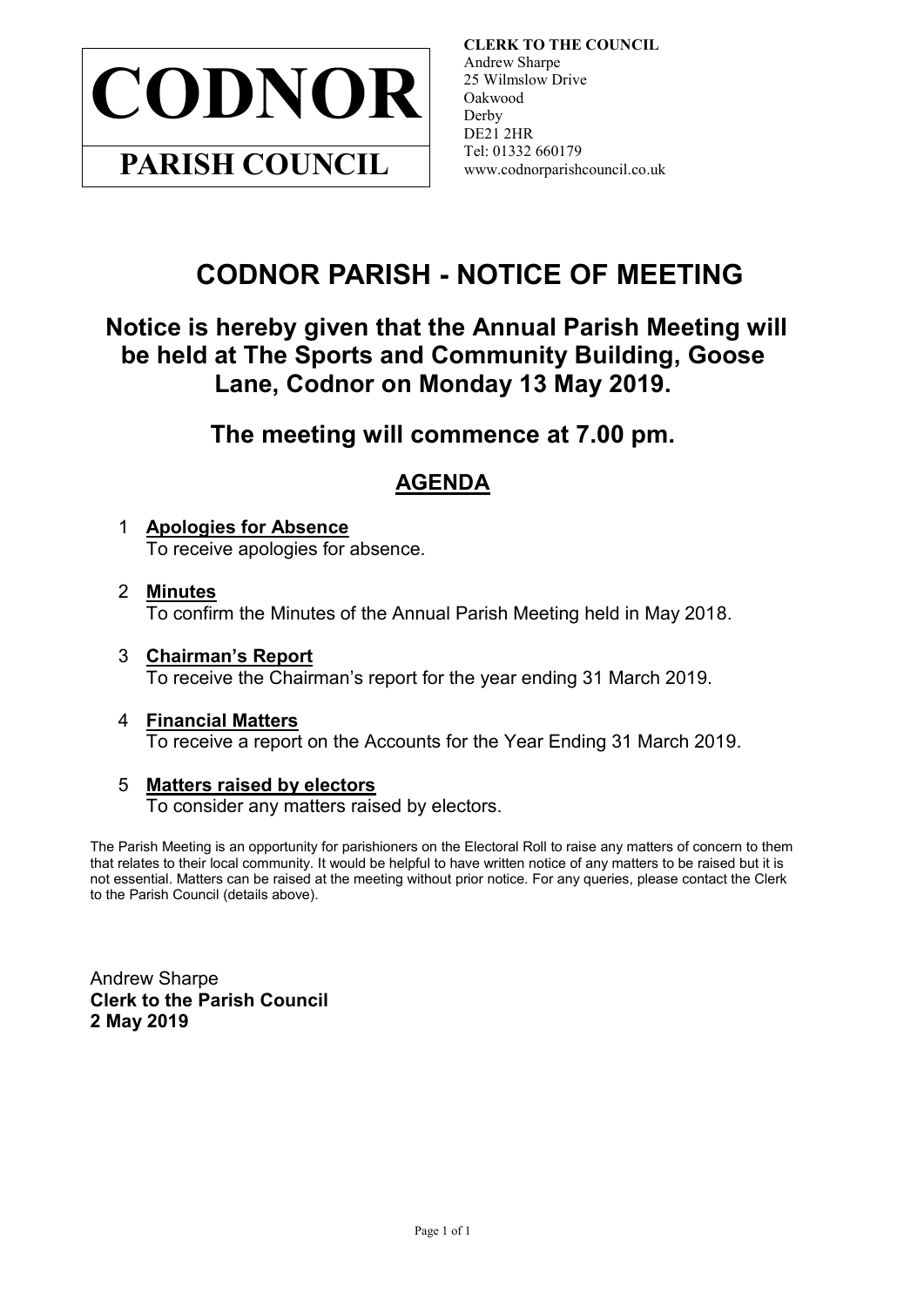# CODNOR

## PARISH COUNCIL

**CLERK TO THE COUNCIL**
Andrew Sharpe
25 Wilmslow Drive
Oakwood
Derby
DE21 2HR
Tel: 01332 660179
www.codnorparishcouncil.co.uk

# CODNOR PARISH - NOTICE OF MEETING

## Notice is hereby given that the Annual Parish Meeting will be held at The Sports and Community Building, Goose Lane, Codnor on Monday 13 May 2019.

## The meeting will commence at 7.00 pm.

## AGENDA

1. **Apologies for Absence**
   To receive apologies for absence.

2. **Minutes**
   To confirm the Minutes of the Annual Parish Meeting held in May 2018.

3. **Chairman's Report**
   To receive the Chairman's report for the year ending 31 March 2019.

4. **Financial Matters**
   To receive a report on the Accounts for the Year Ending 31 March 2019.

5. **Matters raised by electors**
   To consider any matters raised by electors.

The Parish Meeting is an opportunity for parishioners on the Electoral Roll to raise any matters of concern to them that relates to their local community. It would be helpful to have written notice of any matters to be raised but it is not essential. Matters can be raised at the meeting without prior notice. For any queries, please contact the Clerk to the Parish Council (details above).

Andrew Sharpe
**Clerk to the Parish Council**
**2 May 2019**